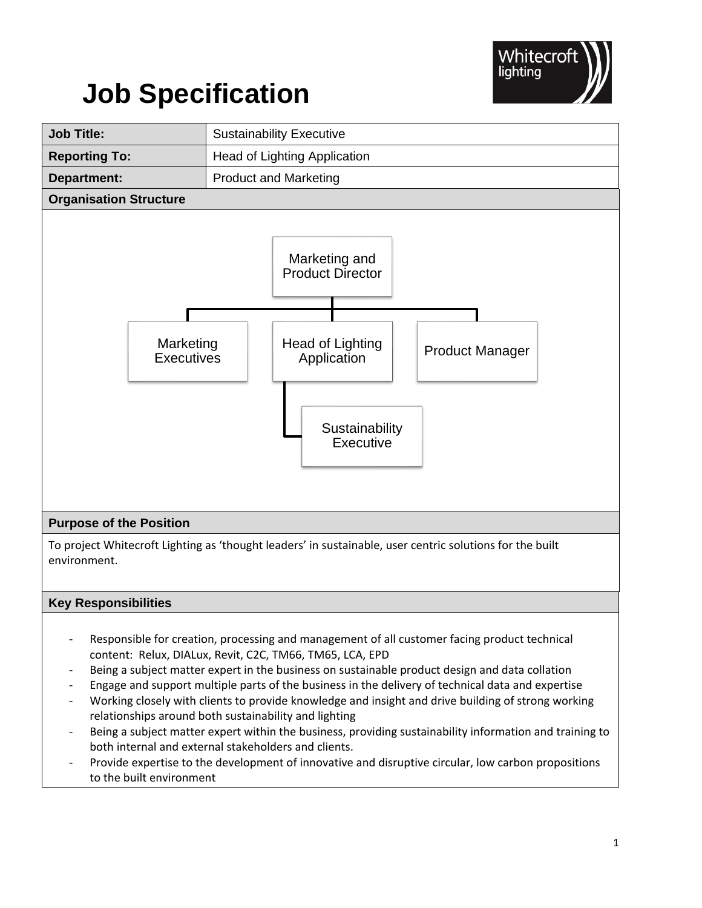# Job Specification

| Job Title: | Sustainability Executive |
| --- | --- |
| Reporting To: | Head of Lighting Application |
| Department: | Product and Marketing |

## Organisation Structure

- Marketing and Product Director
  - Marketing Executives
  - Head of Lighting Application
    - Sustainability Executive
  - Product Manager

## Purpose of the Position

To project Whitecroft Lighting as 'thought leaders' in sustainable, user centric solutions for the built environment.

## Key Responsibilities

- Responsible for creation, processing and management of all customer facing product technical content: Relux, DIALux, Revit, C2C, TM66, TM65, LCA, EPD
- Being a subject matter expert in the business on sustainable product design and data collation
- Engage and support multiple parts of the business in the delivery of technical data and expertise
- Working closely with clients to provide knowledge and insight and drive building of strong working relationships around both sustainability and lighting
- Being a subject matter expert within the business, providing sustainability information and training to both internal and external stakeholders and clients.
- Provide expertise to the development of innovative and disruptive circular, low carbon propositions to the built environment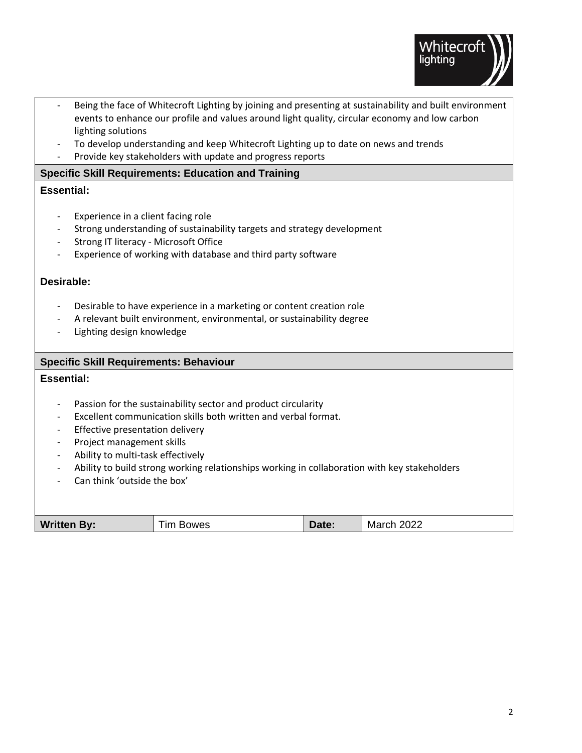- Being the face of Whitecroft Lighting by joining and presenting at sustainability and built environment events to enhance our profile and values around light quality, circular economy and low carbon lighting solutions
- To develop understanding and keep Whitecroft Lighting up to date on news and trends
- Provide key stakeholders with update and progress reports

## Specific Skill Requirements: Education and Training

**Essential:**

- Experience in a client facing role
- Strong understanding of sustainability targets and strategy development
- Strong IT literacy - Microsoft Office
- Experience of working with database and third party software

**Desirable:**

- Desirable to have experience in a marketing or content creation role
- A relevant built environment, environmental, or sustainability degree
- Lighting design knowledge

## Specific Skill Requirements: Behaviour

**Essential:**

- Passion for the sustainability sector and product circularity
- Excellent communication skills both written and verbal format.
- Effective presentation delivery
- Project management skills
- Ability to multi-task effectively
- Ability to build strong working relationships working in collaboration with key stakeholders
- Can think 'outside the box'

| | | | |
|---|---|---|---|
| **Written By:** | Tim Bowes | **Date:** | March 2022 |